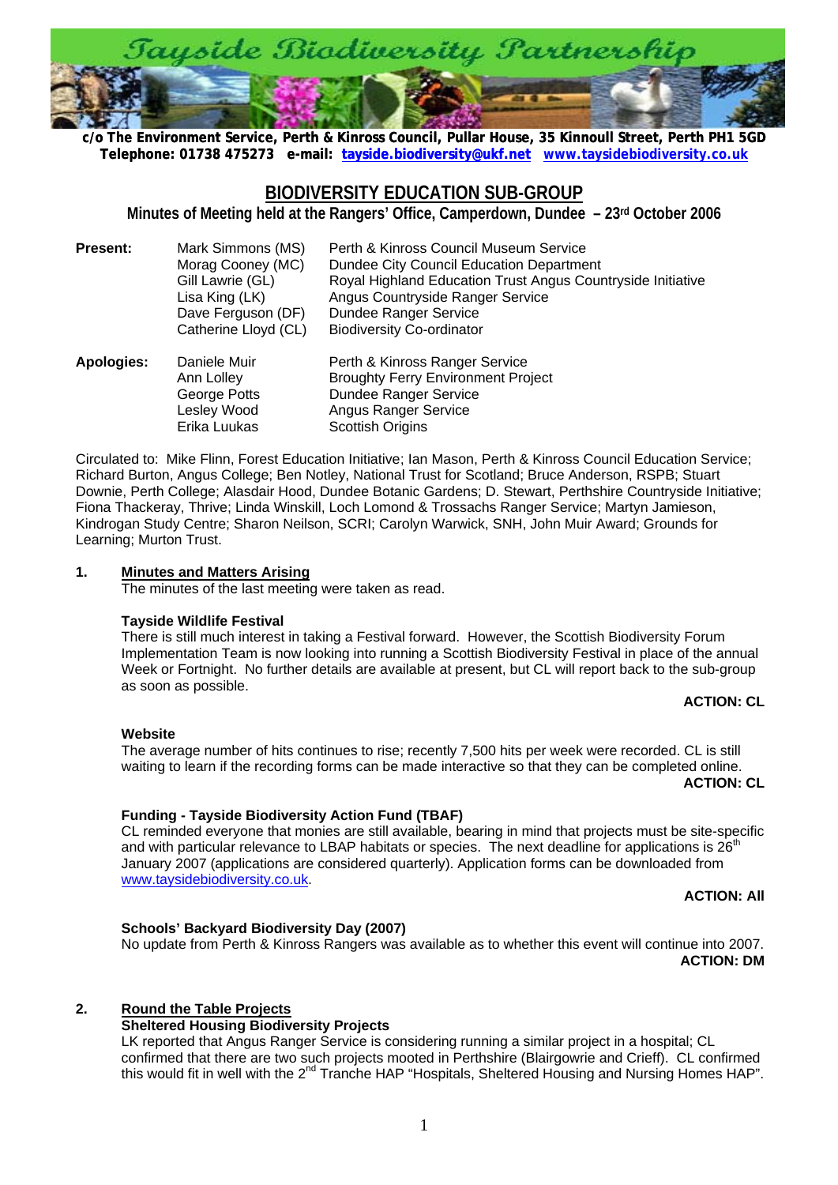Tayside Biodiversity Partnership

**c/o The Environment Service, Perth & Kinross Council, Pullar House, 35 Kinnoull Street, Perth PH1 5GD**
**Telephone: 01738 475273 e-mail: tayside.biodiversity@ukf.net www.taysidebiodiversity.co.uk**

# BIODIVERSITY EDUCATION SUB-GROUP

**Minutes of Meeting held at the Rangers' Office, Camperdown, Dundee – 23rd October 2006**

| | | |
|---|---|---|
| **Present:** | Mark Simmons (MS) | Perth & Kinross Council Museum Service |
| | Morag Cooney (MC) | Dundee City Council Education Department |
| | Gill Lawrie (GL) | Royal Highland Education Trust Angus Countryside Initiative |
| | Lisa King (LK) | Angus Countryside Ranger Service |
| | Dave Ferguson (DF) | Dundee Ranger Service |
| | Catherine Lloyd (CL) | Biodiversity Co-ordinator |
| **Apologies:** | Daniele Muir | Perth & Kinross Ranger Service |
| | Ann Lolley | Broughty Ferry Environment Project |
| | George Potts | Dundee Ranger Service |
| | Lesley Wood | Angus Ranger Service |
| | Erika Luukas | Scottish Origins |

Circulated to: Mike Flinn, Forest Education Initiative; Ian Mason, Perth & Kinross Council Education Service; Richard Burton, Angus College; Ben Notley, National Trust for Scotland; Bruce Anderson, RSPB; Stuart Downie, Perth College; Alasdair Hood, Dundee Botanic Gardens; D. Stewart, Perthshire Countryside Initiative; Fiona Thackeray, Thrive; Linda Winskill, Loch Lomond & Trossachs Ranger Service; Martyn Jamieson, Kindrogan Study Centre; Sharon Neilson, SCRI; Carolyn Warwick, SNH, John Muir Award; Grounds for Learning; Murton Trust.

## 1. Minutes and Matters Arising

The minutes of the last meeting were taken as read.

### Tayside Wildlife Festival

There is still much interest in taking a Festival forward. However, the Scottish Biodiversity Forum Implementation Team is now looking into running a Scottish Biodiversity Festival in place of the annual Week or Fortnight. No further details are available at present, but CL will report back to the sub-group as soon as possible.

**ACTION: CL**

### Website

The average number of hits continues to rise; recently 7,500 hits per week were recorded. CL is still waiting to learn if the recording forms can be made interactive so that they can be completed online.

**ACTION: CL**

### Funding - Tayside Biodiversity Action Fund (TBAF)

CL reminded everyone that monies are still available, bearing in mind that projects must be site-specific and with particular relevance to LBAP habitats or species. The next deadline for applications is 26th January 2007 (applications are considered quarterly). Application forms can be downloaded from www.taysidebiodiversity.co.uk.

**ACTION: All**

### Schools' Backyard Biodiversity Day (2007)

No update from Perth & Kinross Rangers was available as to whether this event will continue into 2007.

**ACTION: DM**

## 2. Round the Table Projects

### Sheltered Housing Biodiversity Projects

LK reported that Angus Ranger Service is considering running a similar project in a hospital; CL confirmed that there are two such projects mooted in Perthshire (Blairgowrie and Crieff). CL confirmed this would fit in well with the 2nd Tranche HAP "Hospitals, Sheltered Housing and Nursing Homes HAP".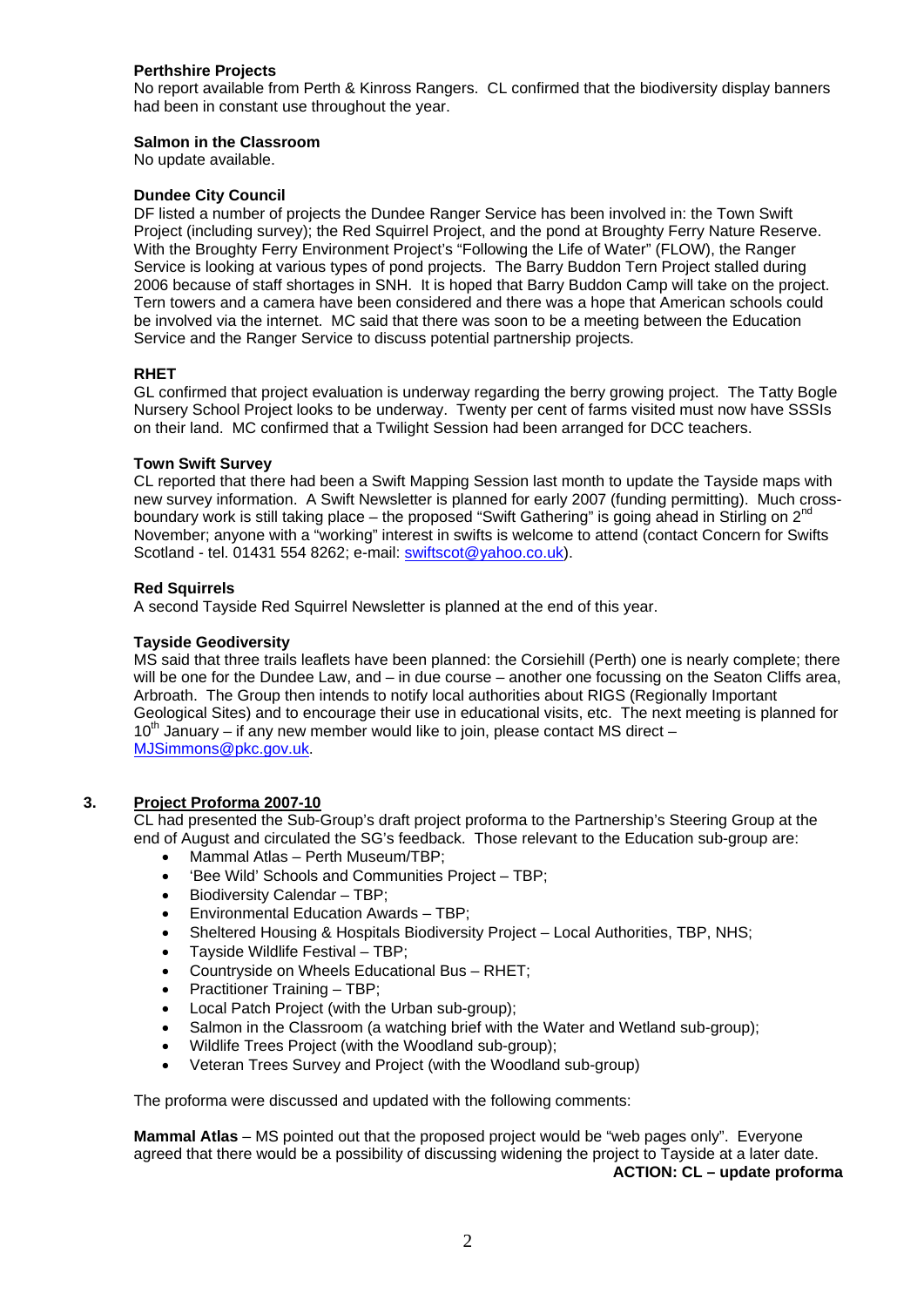**Perthshire Projects**
No report available from Perth & Kinross Rangers. CL confirmed that the biodiversity display banners had been in constant use throughout the year.

**Salmon in the Classroom**
No update available.

**Dundee City Council**
DF listed a number of projects the Dundee Ranger Service has been involved in: the Town Swift Project (including survey); the Red Squirrel Project, and the pond at Broughty Ferry Nature Reserve. With the Broughty Ferry Environment Project's "Following the Life of Water" (FLOW), the Ranger Service is looking at various types of pond projects. The Barry Buddon Tern Project stalled during 2006 because of staff shortages in SNH. It is hoped that Barry Buddon Camp will take on the project. Tern towers and a camera have been considered and there was a hope that American schools could be involved via the internet. MC said that there was soon to be a meeting between the Education Service and the Ranger Service to discuss potential partnership projects.

**RHET**
GL confirmed that project evaluation is underway regarding the berry growing project. The Tatty Bogle Nursery School Project looks to be underway. Twenty per cent of farms visited must now have SSSIs on their land. MC confirmed that a Twilight Session had been arranged for DCC teachers.

**Town Swift Survey**
CL reported that there had been a Swift Mapping Session last month to update the Tayside maps with new survey information. A Swift Newsletter is planned for early 2007 (funding permitting). Much cross-boundary work is still taking place – the proposed "Swift Gathering" is going ahead in Stirling on 2nd November; anyone with a "working" interest in swifts is welcome to attend (contact Concern for Swifts Scotland - tel. 01431 554 8262; e-mail: swiftscot@yahoo.co.uk).

**Red Squirrels**
A second Tayside Red Squirrel Newsletter is planned at the end of this year.

**Tayside Geodiversity**
MS said that three trails leaflets have been planned: the Corsiehill (Perth) one is nearly complete; there will be one for the Dundee Law, and – in due course – another one focussing on the Seaton Cliffs area, Arbroath. The Group then intends to notify local authorities about RIGS (Regionally Important Geological Sites) and to encourage their use in educational visits, etc. The next meeting is planned for 10th January – if any new member would like to join, please contact MS direct – MJSimmons@pkc.gov.uk.

## 3. Project Proforma 2007-10

CL had presented the Sub-Group's draft project proforma to the Partnership's Steering Group at the end of August and circulated the SG's feedback. Those relevant to the Education sub-group are:

- Mammal Atlas – Perth Museum/TBP;
- 'Bee Wild' Schools and Communities Project – TBP;
- Biodiversity Calendar – TBP;
- Environmental Education Awards – TBP;
- Sheltered Housing & Hospitals Biodiversity Project – Local Authorities, TBP, NHS;
- Tayside Wildlife Festival – TBP;
- Countryside on Wheels Educational Bus – RHET;
- Practitioner Training – TBP;
- Local Patch Project (with the Urban sub-group);
- Salmon in the Classroom (a watching brief with the Water and Wetland sub-group);
- Wildlife Trees Project (with the Woodland sub-group);
- Veteran Trees Survey and Project (with the Woodland sub-group)

The proforma were discussed and updated with the following comments:

**Mammal Atlas** – MS pointed out that the proposed project would be "web pages only". Everyone agreed that there would be a possibility of discussing widening the project to Tayside at a later date.

**ACTION: CL – update proforma**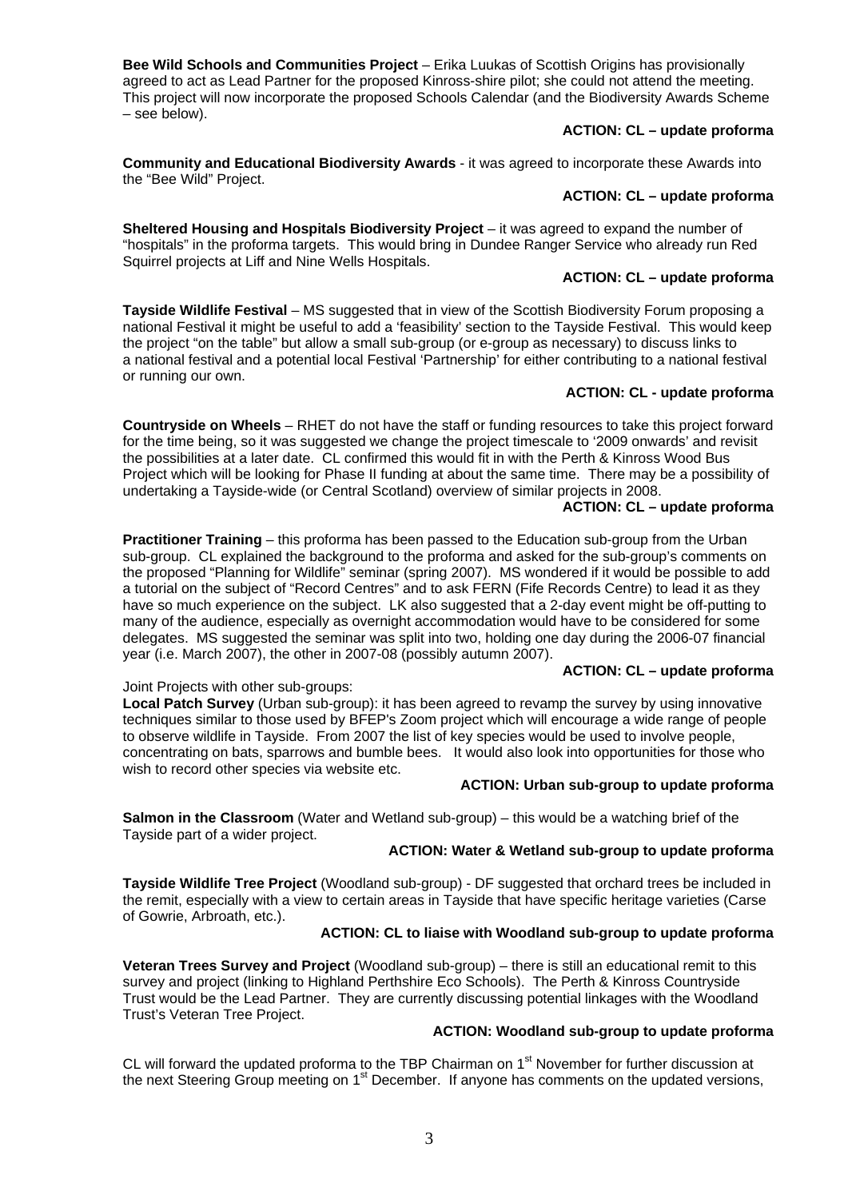**Bee Wild Schools and Communities Project** – Erika Luukas of Scottish Origins has provisionally agreed to act as Lead Partner for the proposed Kinross-shire pilot; she could not attend the meeting. This project will now incorporate the proposed Schools Calendar (and the Biodiversity Awards Scheme – see below).

**ACTION: CL – update proforma**

**Community and Educational Biodiversity Awards** - it was agreed to incorporate these Awards into the "Bee Wild" Project.

**ACTION: CL – update proforma**

**Sheltered Housing and Hospitals Biodiversity Project** – it was agreed to expand the number of "hospitals" in the proforma targets. This would bring in Dundee Ranger Service who already run Red Squirrel projects at Liff and Nine Wells Hospitals.

**ACTION: CL – update proforma**

**Tayside Wildlife Festival** – MS suggested that in view of the Scottish Biodiversity Forum proposing a national Festival it might be useful to add a 'feasibility' section to the Tayside Festival. This would keep the project "on the table" but allow a small sub-group (or e-group as necessary) to discuss links to a national festival and a potential local Festival 'Partnership' for either contributing to a national festival or running our own.

**ACTION: CL - update proforma**

**Countryside on Wheels** – RHET do not have the staff or funding resources to take this project forward for the time being, so it was suggested we change the project timescale to '2009 onwards' and revisit the possibilities at a later date. CL confirmed this would fit in with the Perth & Kinross Wood Bus Project which will be looking for Phase II funding at about the same time. There may be a possibility of undertaking a Tayside-wide (or Central Scotland) overview of similar projects in 2008.

**ACTION: CL – update proforma**

**Practitioner Training** – this proforma has been passed to the Education sub-group from the Urban sub-group. CL explained the background to the proforma and asked for the sub-group's comments on the proposed "Planning for Wildlife" seminar (spring 2007). MS wondered if it would be possible to add a tutorial on the subject of "Record Centres" and to ask FERN (Fife Records Centre) to lead it as they have so much experience on the subject. LK also suggested that a 2-day event might be off-putting to many of the audience, especially as overnight accommodation would have to be considered for some delegates. MS suggested the seminar was split into two, holding one day during the 2006-07 financial year (i.e. March 2007), the other in 2007-08 (possibly autumn 2007).

**ACTION: CL – update proforma**

Joint Projects with other sub-groups:

**Local Patch Survey** (Urban sub-group): it has been agreed to revamp the survey by using innovative techniques similar to those used by BFEP's Zoom project which will encourage a wide range of people to observe wildlife in Tayside. From 2007 the list of key species would be used to involve people, concentrating on bats, sparrows and bumble bees. It would also look into opportunities for those who wish to record other species via website etc.

**ACTION: Urban sub-group to update proforma**

**Salmon in the Classroom** (Water and Wetland sub-group) – this would be a watching brief of the Tayside part of a wider project.

**ACTION: Water & Wetland sub-group to update proforma**

**Tayside Wildlife Tree Project** (Woodland sub-group) - DF suggested that orchard trees be included in the remit, especially with a view to certain areas in Tayside that have specific heritage varieties (Carse of Gowrie, Arbroath, etc.).

**ACTION: CL to liaise with Woodland sub-group to update proforma**

**Veteran Trees Survey and Project** (Woodland sub-group) – there is still an educational remit to this survey and project (linking to Highland Perthshire Eco Schools). The Perth & Kinross Countryside Trust would be the Lead Partner. They are currently discussing potential linkages with the Woodland Trust's Veteran Tree Project.

**ACTION: Woodland sub-group to update proforma**

CL will forward the updated proforma to the TBP Chairman on 1st November for further discussion at the next Steering Group meeting on 1st December. If anyone has comments on the updated versions,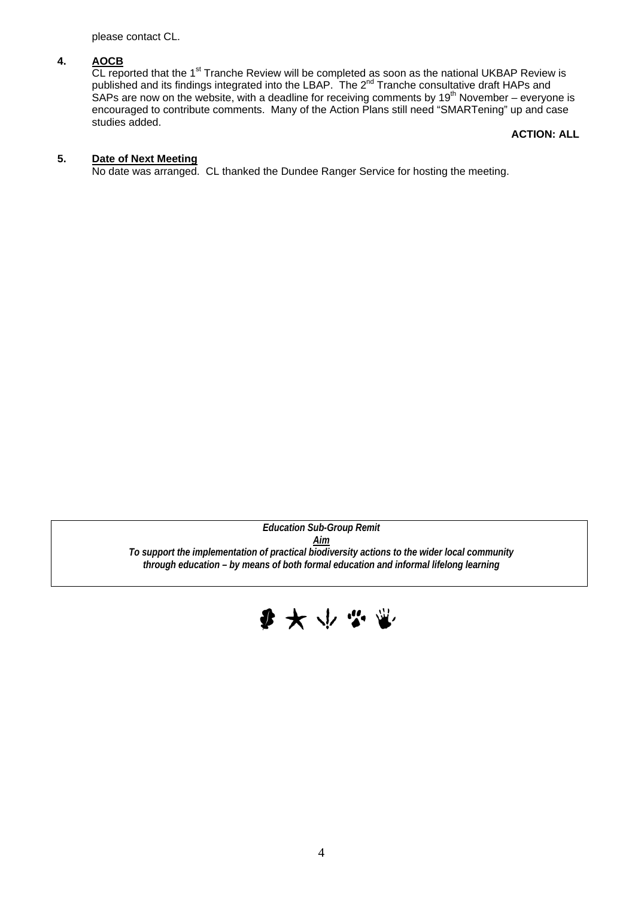please contact CL.

**4. AOCB**

CL reported that the 1st Tranche Review will be completed as soon as the national UKBAP Review is published and its findings integrated into the LBAP. The 2nd Tranche consultative draft HAPs and SAPs are now on the website, with a deadline for receiving comments by 19th November – everyone is encouraged to contribute comments. Many of the Action Plans still need "SMARTening" up and case studies added.

**ACTION: ALL**

**5. Date of Next Meeting**

No date was arranged. CL thanked the Dundee Ranger Service for hosting the meeting.

***Education Sub-Group Remit***

***Aim***

***To support the implementation of practical biodiversity actions to the wider local community through education – by means of both formal education and informal lifelong learning***